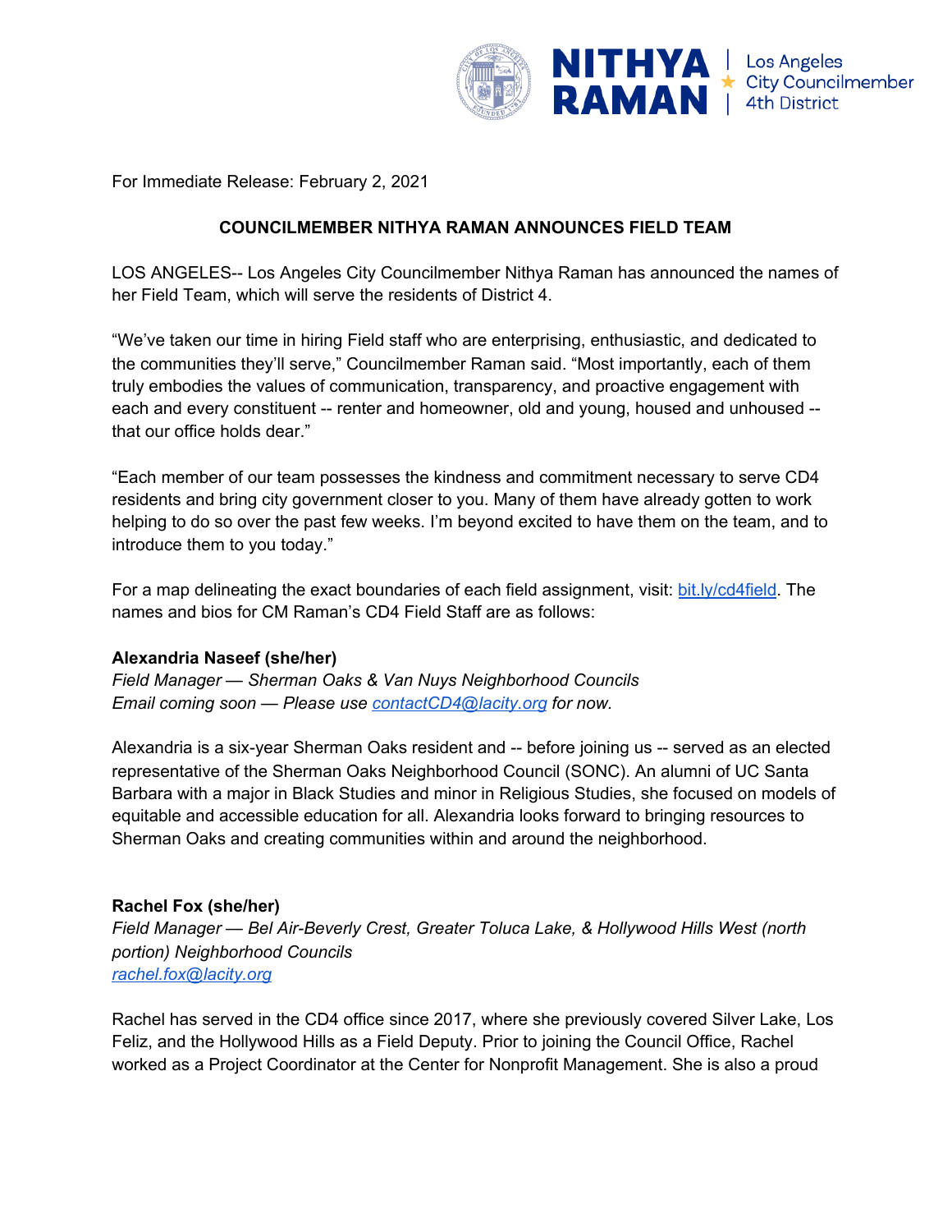NITHYA RAMAN | Los Angeles City Councilmember 4th District

For Immediate Release: February 2, 2021

## COUNCILMEMBER NITHYA RAMAN ANNOUNCES FIELD TEAM

LOS ANGELES-- Los Angeles City Councilmember Nithya Raman has announced the names of her Field Team, which will serve the residents of District 4.

"We've taken our time in hiring Field staff who are enterprising, enthusiastic, and dedicated to the communities they'll serve," Councilmember Raman said. "Most importantly, each of them truly embodies the values of communication, transparency, and proactive engagement with each and every constituent -- renter and homeowner, old and young, housed and unhoused -- that our office holds dear."

"Each member of our team possesses the kindness and commitment necessary to serve CD4 residents and bring city government closer to you. Many of them have already gotten to work helping to do so over the past few weeks. I'm beyond excited to have them on the team, and to introduce them to you today."

For a map delineating the exact boundaries of each field assignment, visit: [bit.ly/cd4field](http://bit.ly/cd4field). The names and bios for CM Raman's CD4 Field Staff are as follows:

**Alexandria Naseef (she/her)**
*Field Manager — Sherman Oaks & Van Nuys Neighborhood Councils*
*Email coming soon — Please use [contactCD4@lacity.org](mailto:contactCD4@lacity.org) for now.*

Alexandria is a six-year Sherman Oaks resident and -- before joining us -- served as an elected representative of the Sherman Oaks Neighborhood Council (SONC). An alumni of UC Santa Barbara with a major in Black Studies and minor in Religious Studies, she focused on models of equitable and accessible education for all. Alexandria looks forward to bringing resources to Sherman Oaks and creating communities within and around the neighborhood.

**Rachel Fox (she/her)**
*Field Manager — Bel Air-Beverly Crest, Greater Toluca Lake, & Hollywood Hills West (north portion) Neighborhood Councils*
[rachel.fox@lacity.org](mailto:rachel.fox@lacity.org)

Rachel has served in the CD4 office since 2017, where she previously covered Silver Lake, Los Feliz, and the Hollywood Hills as a Field Deputy. Prior to joining the Council Office, Rachel worked as a Project Coordinator at the Center for Nonprofit Management. She is also a proud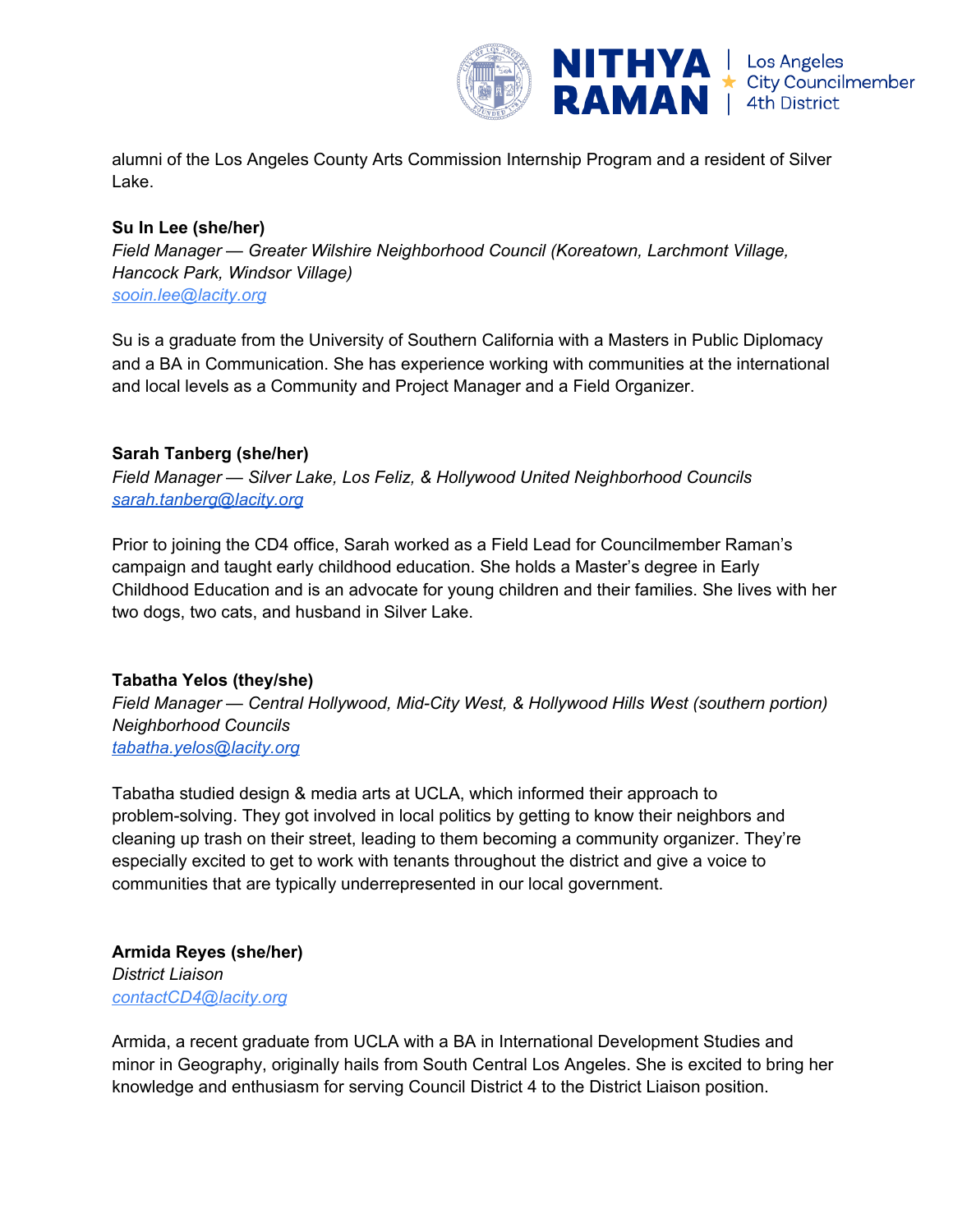alumni of the Los Angeles County Arts Commission Internship Program and a resident of Silver Lake.

**Su In Lee (she/her)**
*Field Manager — Greater Wilshire Neighborhood Council (Koreatown, Larchmont Village, Hancock Park, Windsor Village)*
sooin.lee@lacity.org

Su is a graduate from the University of Southern California with a Masters in Public Diplomacy and a BA in Communication. She has experience working with communities at the international and local levels as a Community and Project Manager and a Field Organizer.

**Sarah Tanberg (she/her)**
*Field Manager — Silver Lake, Los Feliz, & Hollywood United Neighborhood Councils*
sarah.tanberg@lacity.org

Prior to joining the CD4 office, Sarah worked as a Field Lead for Councilmember Raman's campaign and taught early childhood education. She holds a Master's degree in Early Childhood Education and is an advocate for young children and their families. She lives with her two dogs, two cats, and husband in Silver Lake.

**Tabatha Yelos (they/she)**
*Field Manager — Central Hollywood, Mid-City West, & Hollywood Hills West (southern portion) Neighborhood Councils*
tabatha.yelos@lacity.org

Tabatha studied design & media arts at UCLA, which informed their approach to problem-solving. They got involved in local politics by getting to know their neighbors and cleaning up trash on their street, leading to them becoming a community organizer. They're especially excited to get to work with tenants throughout the district and give a voice to communities that are typically underrepresented in our local government.

**Armida Reyes (she/her)**
*District Liaison*
contactCD4@lacity.org

Armida, a recent graduate from UCLA with a BA in International Development Studies and minor in Geography, originally hails from South Central Los Angeles. She is excited to bring her knowledge and enthusiasm for serving Council District 4 to the District Liaison position.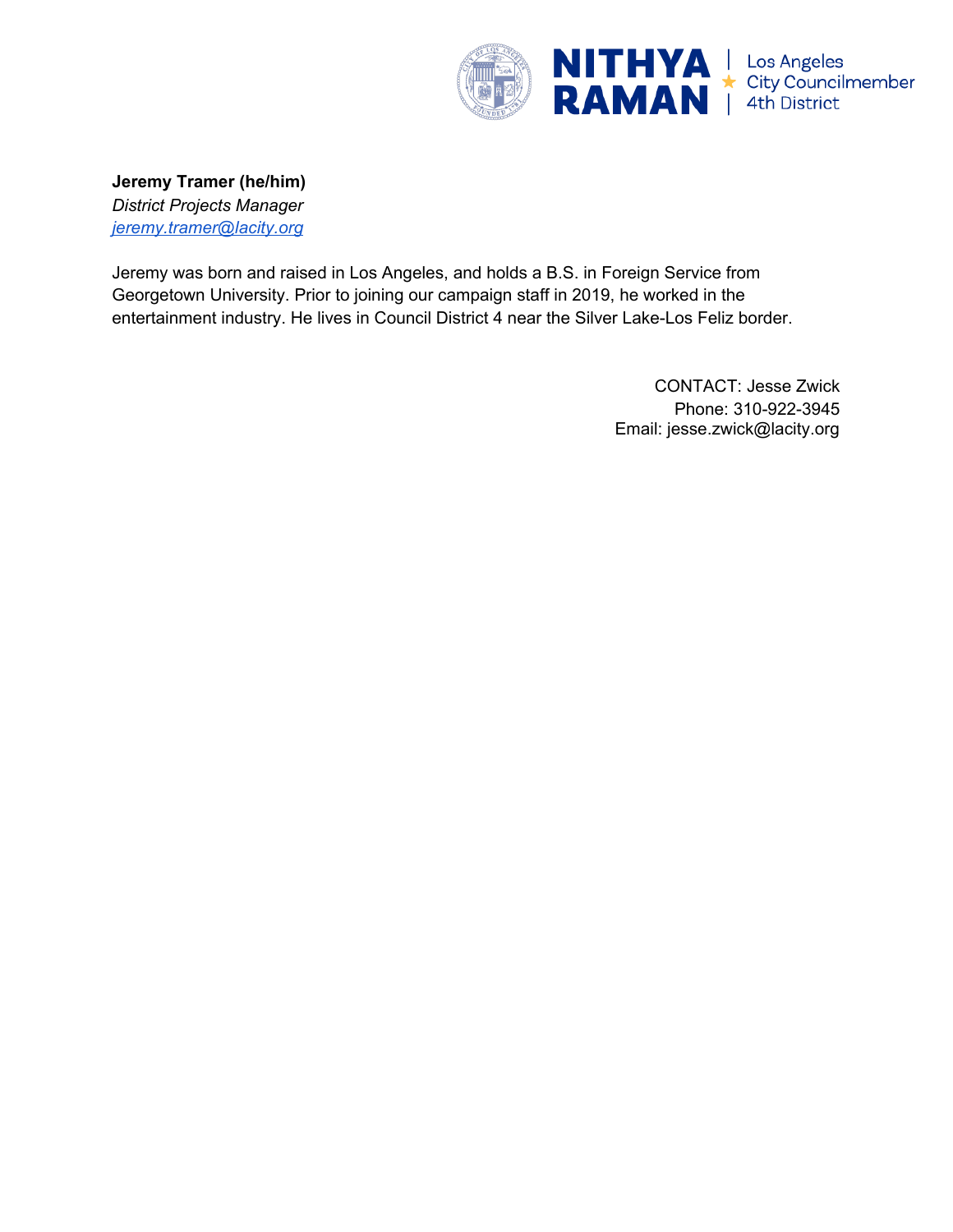NITHYA RAMAN | Los Angeles City Councilmember 4th District

**Jeremy Tramer (he/him)**
*District Projects Manager*
*jeremy.tramer@lacity.org*

Jeremy was born and raised in Los Angeles, and holds a B.S. in Foreign Service from Georgetown University. Prior to joining our campaign staff in 2019, he worked in the entertainment industry. He lives in Council District 4 near the Silver Lake-Los Feliz border.

CONTACT: Jesse Zwick
Phone: 310-922-3945
Email: jesse.zwick@lacity.org